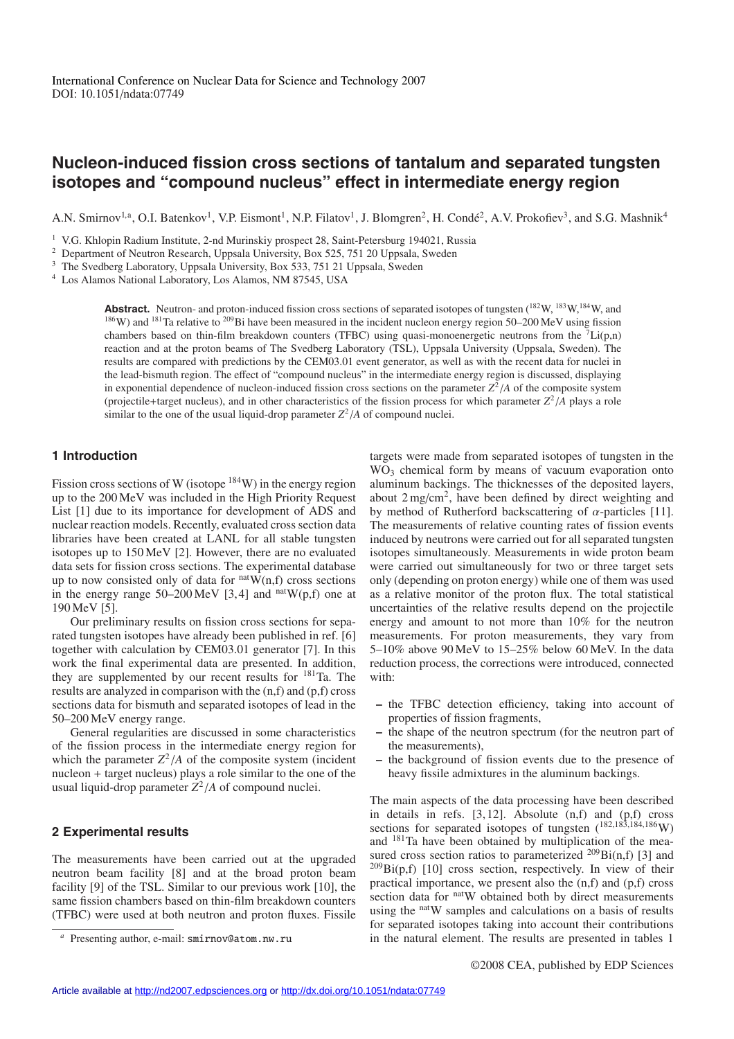International Conference on Nuclear Data for Science and Technology 2007
DOI: 10.1051/ndata:07749

# Nucleon-induced fission cross sections of tantalum and separated tungsten isotopes and "compound nucleus" effect in intermediate energy region

A.N. Smirnov[1,a], O.I. Batenkov[1], V.P. Eismont[1], N.P. Filatov[1], J. Blomgren[2], H. Condé[2], A.V. Prokofiev[3], and S.G. Mashnik[4]

[1] V.G. Khlopin Radium Institute, 2-nd Murinskiy prospect 28, Saint-Petersburg 194021, Russia
[2] Department of Neutron Research, Uppsala University, Box 525, 751 20 Uppsala, Sweden
[3] The Svedberg Laboratory, Uppsala University, Box 533, 751 21 Uppsala, Sweden
[4] Los Alamos National Laboratory, Los Alamos, NM 87545, USA

**Abstract.** Neutron- and proton-induced fission cross sections of separated isotopes of tungsten ($^{182}$W, $^{183}$W, $^{184}$W, and $^{186}$W) and $^{181}$Ta relative to $^{209}$Bi have been measured in the incident nucleon energy region 50–200 MeV using fission chambers based on thin-film breakdown counters (TFBC) using quasi-monoenergetic neutrons from the $^{7}$Li(p,n) reaction and at the proton beams of The Svedberg Laboratory (TSL), Uppsala University (Uppsala, Sweden). The results are compared with predictions by the CEM03.01 event generator, as well as with the recent data for nuclei in the lead-bismuth region. The effect of "compound nucleus" in the intermediate energy region is discussed, displaying in exponential dependence of nucleon-induced fission cross sections on the parameter $Z^2/A$ of the composite system (projectile+target nucleus), and in other characteristics of the fission process for which parameter $Z^2/A$ plays a role similar to the one of the usual liquid-drop parameter $Z^2/A$ of compound nuclei.

## 1 Introduction

Fission cross sections of W (isotope $^{184}$W) in the energy region up to the 200 MeV was included in the High Priority Request List [1] due to its importance for development of ADS and nuclear reaction models. Recently, evaluated cross section data libraries have been created at LANL for all stable tungsten isotopes up to 150 MeV [2]. However, there are no evaluated data sets for fission cross sections. The experimental database up to now consisted only of data for $^{nat}$W(n,f) cross sections in the energy range 50–200 MeV [3,4] and $^{nat}$W(p,f) one at 190 MeV [5].

Our preliminary results on fission cross sections for separated tungsten isotopes have already been published in ref. [6] together with calculation by CEM03.01 generator [7]. In this work the final experimental data are presented. In addition, they are supplemented by our recent results for $^{181}$Ta. The results are analyzed in comparison with the (n,f) and (p,f) cross sections data for bismuth and separated isotopes of lead in the 50–200 MeV energy range.

General regularities are discussed in some characteristics of the fission process in the intermediate energy region for which the parameter $Z^2/A$ of the composite system (incident nucleon + target nucleus) plays a role similar to the one of the usual liquid-drop parameter $Z^2/A$ of compound nuclei.

## 2 Experimental results

The measurements have been carried out at the upgraded neutron beam facility [8] and at the broad proton beam facility [9] of the TSL. Similar to our previous work [10], the same fission chambers based on thin-film breakdown counters (TFBC) were used at both neutron and proton fluxes. Fissile targets were made from separated isotopes of tungsten in the $WO_3$ chemical form by means of vacuum evaporation onto aluminum backings. The thicknesses of the deposited layers, about 2 mg/cm$^2$, have been defined by direct weighting and by method of Rutherford backscattering of $\alpha$-particles [11]. The measurements of relative counting rates of fission events induced by neutrons were carried out for all separated tungsten isotopes simultaneously. Measurements in wide proton beam were carried out simultaneously for two or three target sets only (depending on proton energy) while one of them was used as a relative monitor of the proton flux. The total statistical uncertainties of the relative results depend on the projectile energy and amount to not more than 10% for the neutron measurements. For proton measurements, they vary from 5–10% above 90 MeV to 15–25% below 60 MeV. In the data reduction process, the corrections were introduced, connected with:

- the TFBC detection efficiency, taking into account of properties of fission fragments,
- the shape of the neutron spectrum (for the neutron part of the measurements),
- the background of fission events due to the presence of heavy fissile admixtures in the aluminum backings.

The main aspects of the data processing have been described in details in refs. [3,12]. Absolute (n,f) and (p,f) cross sections for separated isotopes of tungsten ($^{182,183,184,186}$W) and $^{181}$Ta have been obtained by multiplication of the measured cross section ratios to parameterized $^{209}$Bi(n,f) [3] and $^{209}$Bi(p,f) [10] cross section, respectively. In view of their practical importance, we present also the (n,f) and (p,f) cross section data for $^{nat}$W obtained both by direct measurements using the $^{nat}$W samples and calculations on a basis of results for separated isotopes taking into account their contributions in the natural element. The results are presented in tables 1

[a] Presenting author, e-mail: smirnov@atom.nw.ru

©2008 CEA, published by EDP Sciences

Article available at http://nd2007.edpsciences.org or http://dx.doi.org/10.1051/ndata:07749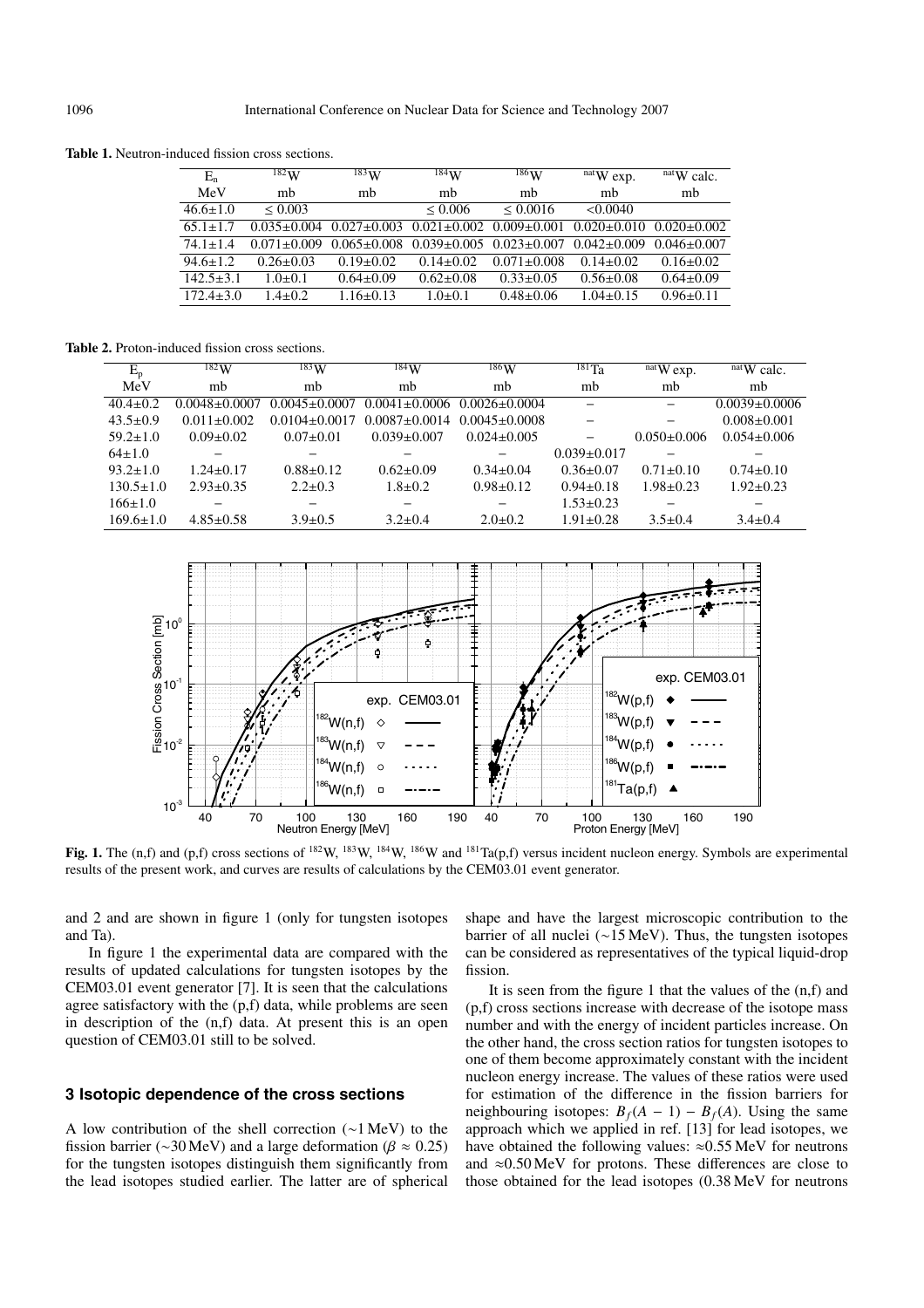**Table 1.** Neutron-induced fission cross sections.

| $E_n$ MeV | $^{182}W$ mb | $^{183}W$ mb | $^{184}W$ mb | $^{186}W$ mb | $^{nat}W$ exp. mb | $^{nat}W$ calc. mb |
|---|---|---|---|---|---|---|
| 46.6±1.0 | ≤ 0.003 | | ≤ 0.006 | ≤ 0.0016 | <0.0040 | |
| 65.1±1.7 | 0.035±0.004 | 0.027±0.003 | 0.021±0.002 | 0.009±0.001 | 0.020±0.010 | 0.020±0.002 |
| 74.1±1.4 | 0.071±0.009 | 0.065±0.008 | 0.039±0.005 | 0.023±0.007 | 0.042±0.009 | 0.046±0.007 |
| 94.6±1.2 | 0.26±0.03 | 0.19±0.02 | 0.14±0.02 | 0.071±0.008 | 0.14±0.02 | 0.16±0.02 |
| 142.5±3.1 | 1.0±0.1 | 0.64±0.09 | 0.62±0.08 | 0.33±0.05 | 0.56±0.08 | 0.64±0.09 |
| 172.4±3.0 | 1.4±0.2 | 1.16±0.13 | 1.0±0.1 | 0.48±0.06 | 1.04±0.15 | 0.96±0.11 |

**Table 2.** Proton-induced fission cross sections.

| $E_p$ MeV | $^{182}W$ mb | $^{183}W$ mb | $^{184}W$ mb | $^{186}W$ mb | $^{181}Ta$ mb | $^{nat}W$ exp. mb | $^{nat}W$ calc. mb |
|---|---|---|---|---|---|---|---|
| 40.4±0.2 | 0.0048±0.0007 | 0.0045±0.0007 | 0.0041±0.0006 | 0.0026±0.0004 | – | – | 0.0039±0.0006 |
| 43.5±0.9 | 0.011±0.002 | 0.0104±0.0017 | 0.0087±0.0014 | 0.0045±0.0008 | – | – | 0.008±0.001 |
| 59.2±1.0 | 0.09±0.02 | 0.07±0.01 | 0.039±0.007 | 0.024±0.005 | – | 0.050±0.006 | 0.054±0.006 |
| 64±1.0 | – | – | – | – | 0.039±0.017 | – | – |
| 93.2±1.0 | 1.24±0.17 | 0.88±0.12 | 0.62±0.09 | 0.34±0.04 | 0.36±0.07 | 0.71±0.10 | 0.74±0.10 |
| 130.5±1.0 | 2.93±0.35 | 2.2±0.3 | 1.8±0.2 | 0.98±0.12 | 0.94±0.18 | 1.98±0.23 | 1.92±0.23 |
| 166±1.0 | – | – | – | – | 1.53±0.23 | – | – |
| 169.6±1.0 | 4.85±0.58 | 3.9±0.5 | 3.2±0.4 | 2.0±0.2 | 1.91±0.28 | 3.5±0.4 | 3.4±0.4 |

**Fig. 1.** The (n,f) and (p,f) cross sections of $^{182}W$, $^{183}W$, $^{184}W$, $^{186}W$ and $^{181}Ta$(p,f) versus incident nucleon energy. Symbols are experimental results of the present work, and curves are results of calculations by the CEM03.01 event generator.

and 2 and are shown in figure 1 (only for tungsten isotopes and Ta).

In figure 1 the experimental data are compared with the results of updated calculations for tungsten isotopes by the CEM03.01 event generator [7]. It is seen that the calculations agree satisfactory with the (p,f) data, while problems are seen in description of the (n,f) data. At present this is an open question of CEM03.01 still to be solved.

## 3 Isotopic dependence of the cross sections

A low contribution of the shell correction (∼1 MeV) to the fission barrier (∼30 MeV) and a large deformation ($\beta \approx 0.25$) for the tungsten isotopes distinguish them significantly from the lead isotopes studied earlier. The latter are of spherical shape and have the largest microscopic contribution to the barrier of all nuclei (∼15 MeV). Thus, the tungsten isotopes can be considered as representatives of the typical liquid-drop fission.

It is seen from the figure 1 that the values of the (n,f) and (p,f) cross sections increase with decrease of the isotope mass number and with the energy of incident particles increase. On the other hand, the cross section ratios for tungsten isotopes to one of them become approximately constant with the incident nucleon energy increase. The values of these ratios were used for estimation of the difference in the fission barriers for neighbouring isotopes: $B_f(A-1) - B_f(A)$. Using the same approach which we applied in ref. [13] for lead isotopes, we have obtained the following values: ≈0.55 MeV for neutrons and ≈0.50 MeV for protons. These differences are close to those obtained for the lead isotopes (0.38 MeV for neutrons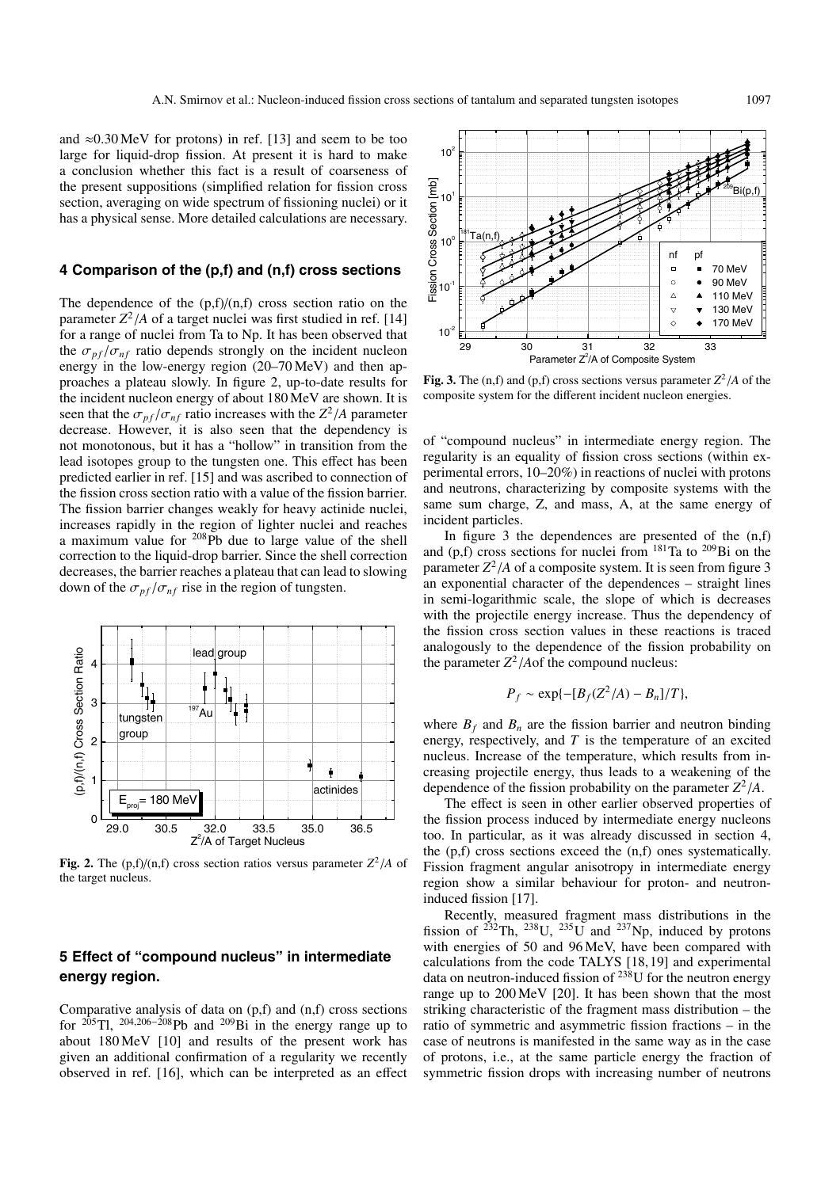and ≈0.30 MeV for protons) in ref. [13] and seem to be too large for liquid-drop fission. At present it is hard to make a conclusion whether this fact is a result of coarseness of the present suppositions (simplified relation for fission cross section, averaging on wide spectrum of fissioning nuclei) or it has a physical sense. More detailed calculations are necessary.

## 4 Comparison of the (p,f) and (n,f) cross sections

The dependence of the (p,f)/(n,f) cross section ratio on the parameter $Z^2/A$ of a target nuclei was first studied in ref. [14] for a range of nuclei from Ta to Np. It has been observed that the $\sigma_{pf}/\sigma_{nf}$ ratio depends strongly on the incident nucleon energy in the low-energy region (20–70 MeV) and then approaches a plateau slowly. In figure 2, up-to-date results for the incident nucleon energy of about 180 MeV are shown. It is seen that the $\sigma_{pf}/\sigma_{nf}$ ratio increases with the $Z^2/A$ parameter decrease. However, it is also seen that the dependency is not monotonous, but it has a "hollow" in transition from the lead isotopes group to the tungsten one. This effect has been predicted earlier in ref. [15] and was ascribed to connection of the fission cross section ratio with a value of the fission barrier. The fission barrier changes weakly for heavy actinide nuclei, increases rapidly in the region of lighter nuclei and reaches a maximum value for $^{208}$Pb due to large value of the shell correction to the liquid-drop barrier. Since the shell correction decreases, the barrier reaches a plateau that can lead to slowing down of the $\sigma_{pf}/\sigma_{nf}$ rise in the region of tungsten.

**Fig. 2.** The (p,f)/(n,f) cross section ratios versus parameter $Z^2/A$ of the target nucleus.

## 5 Effect of "compound nucleus" in intermediate energy region.

Comparative analysis of data on (p,f) and (n,f) cross sections for $^{205}$Tl, $^{204,206-208}$Pb and $^{209}$Bi in the energy range up to about 180 MeV [10] and results of the present work has given an additional confirmation of a regularity we recently observed in ref. [16], which can be interpreted as an effect of "compound nucleus" in intermediate energy region. The regularity is an equality of fission cross sections (within experimental errors, 10–20%) in reactions of nuclei with protons and neutrons, characterizing by composite systems with the same sum charge, Z, and mass, A, at the same energy of incident particles.

**Fig. 3.** The (n,f) and (p,f) cross sections versus parameter $Z^2/A$ of the composite system for the different incident nucleon energies.

In figure 3 the dependences are presented of the (n,f) and (p,f) cross sections for nuclei from $^{181}$Ta to $^{209}$Bi on the parameter $Z^2/A$ of a composite system. It is seen from figure 3 an exponential character of the dependences – straight lines in semi-logarithmic scale, the slope of which is decreases with the projectile energy increase. Thus the dependency of the fission cross section values in these reactions is traced analogously to the dependence of the fission probability on the parameter $Z^2/A$of the compound nucleus:

$$P_f \sim \exp\{-[B_f(Z^2/A) - B_n]/T\},$$

where $B_f$ and $B_n$ are the fission barrier and neutron binding energy, respectively, and $T$ is the temperature of an excited nucleus. Increase of the temperature, which results from increasing projectile energy, thus leads to a weakening of the dependence of the fission probability on the parameter $Z^2/A$.

The effect is seen in other earlier observed properties of the fission process induced by intermediate energy nucleons too. In particular, as it was already discussed in section 4, the (p,f) cross sections exceed the (n,f) ones systematically. Fission fragment angular anisotropy in intermediate energy region show a similar behaviour for proton- and neutron-induced fission [17].

Recently, measured fragment mass distributions in the fission of $^{232}$Th, $^{238}$U, $^{235}$U and $^{237}$Np, induced by protons with energies of 50 and 96 MeV, have been compared with calculations from the code TALYS [18,19] and experimental data on neutron-induced fission of $^{238}$U for the neutron energy range up to 200 MeV [20]. It has been shown that the most striking characteristic of the fragment mass distribution – the ratio of symmetric and asymmetric fission fractions – in the case of neutrons is manifested in the same way as in the case of protons, i.e., at the same particle energy the fraction of symmetric fission drops with increasing number of neutrons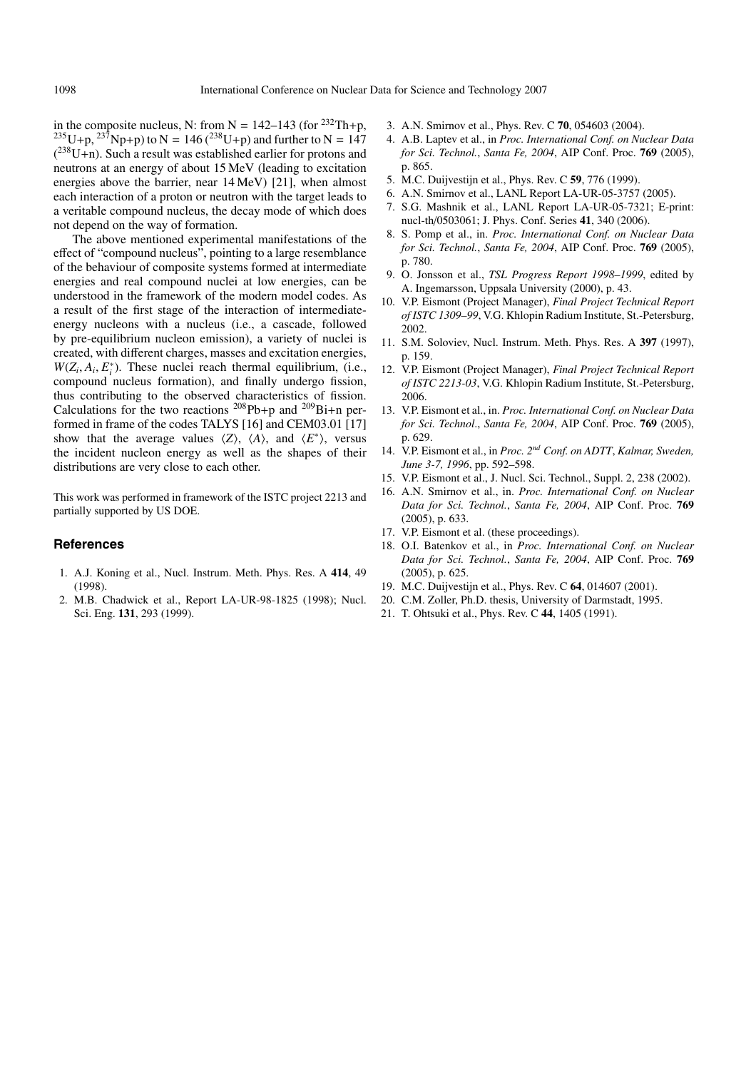in the composite nucleus, N: from N = 142–143 (for $^{232}$Th+p, $^{235}$U+p, $^{237}$Np+p) to N = 146 ($^{238}$U+p) and further to N = 147 ($^{238}$U+n). Such a result was established earlier for protons and neutrons at an energy of about 15 MeV (leading to excitation energies above the barrier, near 14 MeV) [21], when almost each interaction of a proton or neutron with the target leads to a veritable compound nucleus, the decay mode of which does not depend on the way of formation.

The above mentioned experimental manifestations of the effect of "compound nucleus", pointing to a large resemblance of the behaviour of composite systems formed at intermediate energies and real compound nuclei at low energies, can be understood in the framework of the modern model codes. As a result of the first stage of the interaction of intermediate-energy nucleons with a nucleus (i.e., a cascade, followed by pre-equilibrium nucleon emission), a variety of nuclei is created, with different charges, masses and excitation energies, $W(Z_i, A_i, E_i^*)$. These nuclei reach thermal equilibrium, (i.e., compound nucleus formation), and finally undergo fission, thus contributing to the observed characteristics of fission. Calculations for the two reactions $^{208}$Pb+p and $^{209}$Bi+n performed in frame of the codes TALYS [16] and CEM03.01 [17] show that the average values $\langle Z \rangle$, $\langle A \rangle$, and $\langle E^* \rangle$, versus the incident nucleon energy as well as the shapes of their distributions are very close to each other.

This work was performed in framework of the ISTC project 2213 and partially supported by US DOE.

## References

1. A.J. Koning et al., Nucl. Instrum. Meth. Phys. Res. A **414**, 49 (1998).
2. M.B. Chadwick et al., Report LA-UR-98-1825 (1998); Nucl. Sci. Eng. **131**, 293 (1999).
3. A.N. Smirnov et al., Phys. Rev. C **70**, 054603 (2004).
4. A.B. Laptev et al., in *Proc. International Conf. on Nuclear Data for Sci. Technol.*, *Santa Fe, 2004*, AIP Conf. Proc. **769** (2005), p. 865.
5. M.C. Duijvestijn et al., Phys. Rev. C **59**, 776 (1999).
6. A.N. Smirnov et al., LANL Report LA-UR-05-3757 (2005).
7. S.G. Mashnik et al., LANL Report LA-UR-05-7321; E-print: nucl-th/0503061; J. Phys. Conf. Series **41**, 340 (2006).
8. S. Pomp et al., in. *Proc. International Conf. on Nuclear Data for Sci. Technol.*, *Santa Fe, 2004*, AIP Conf. Proc. **769** (2005), p. 780.
9. O. Jonsson et al., *TSL Progress Report 1998–1999*, edited by A. Ingemarsson, Uppsala University (2000), p. 43.
10. V.P. Eismont (Project Manager), *Final Project Technical Report of ISTC 1309–99*, V.G. Khlopin Radium Institute, St.-Petersburg, 2002.
11. S.M. Soloviev, Nucl. Instrum. Meth. Phys. Res. A **397** (1997), p. 159.
12. V.P. Eismont (Project Manager), *Final Project Technical Report of ISTC 2213-03*, V.G. Khlopin Radium Institute, St.-Petersburg, 2006.
13. V.P. Eismont et al., in. *Proc. International Conf. on Nuclear Data for Sci. Technol*., *Santa Fe, 2004*, AIP Conf. Proc. **769** (2005), p. 629.
14. V.P. Eismont et al., in *Proc. 2nd Conf. on ADTT*, *Kalmar, Sweden, June 3-7, 1996*, pp. 592–598.
15. V.P. Eismont et al., J. Nucl. Sci. Technol., Suppl. 2, 238 (2002).
16. A.N. Smirnov et al., in. *Proc. International Conf. on Nuclear Data for Sci. Technol.*, *Santa Fe, 2004*, AIP Conf. Proc. **769** (2005), p. 633.
17. V.P. Eismont et al. (these proceedings).
18. O.I. Batenkov et al., in *Proc. International Conf. on Nuclear Data for Sci. Technol.*, *Santa Fe, 2004*, AIP Conf. Proc. **769** (2005), p. 625.
19. M.C. Duijvestijn et al., Phys. Rev. C **64**, 014607 (2001).
20. C.M. Zoller, Ph.D. thesis, University of Darmstadt, 1995.
21. T. Ohtsuki et al., Phys. Rev. C **44**, 1405 (1991).